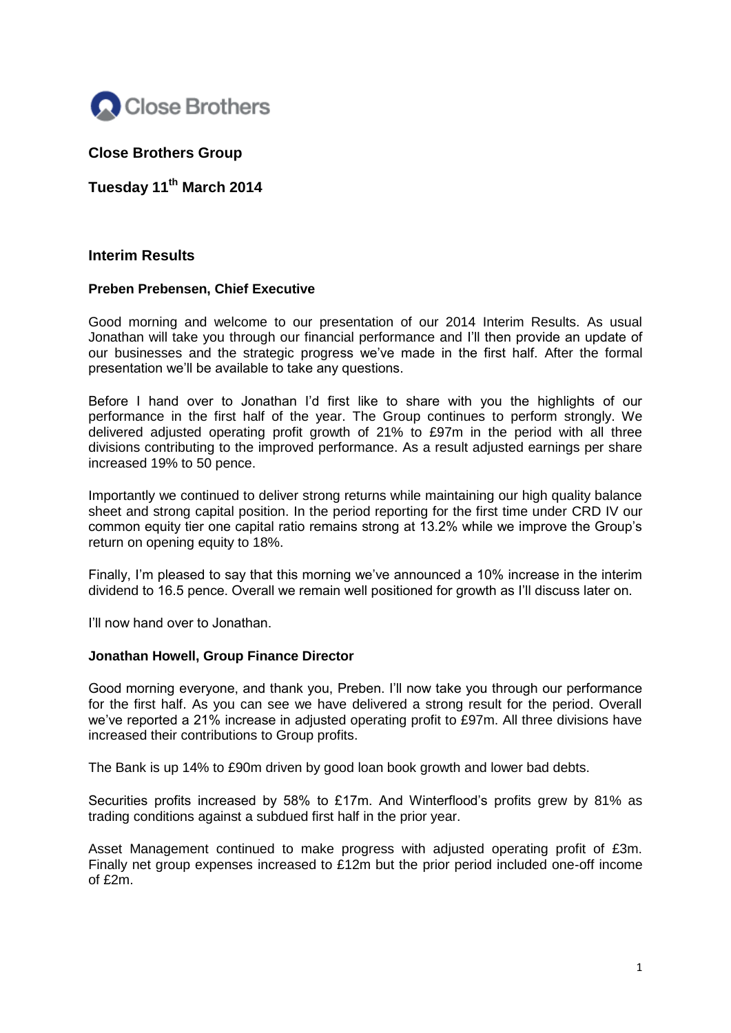Close Brothers

# Close Brothers Group

## Tuesday 11th March 2014

### Interim Results

**Preben Prebensen, Chief Executive**

Good morning and welcome to our presentation of our 2014 Interim Results. As usual Jonathan will take you through our financial performance and I'll then provide an update of our businesses and the strategic progress we've made in the first half. After the formal presentation we'll be available to take any questions.

Before I hand over to Jonathan I'd first like to share with you the highlights of our performance in the first half of the year. The Group continues to perform strongly. We delivered adjusted operating profit growth of 21% to £97m in the period with all three divisions contributing to the improved performance. As a result adjusted earnings per share increased 19% to 50 pence.

Importantly we continued to deliver strong returns while maintaining our high quality balance sheet and strong capital position. In the period reporting for the first time under CRD IV our common equity tier one capital ratio remains strong at 13.2% while we improve the Group's return on opening equity to 18%.

Finally, I'm pleased to say that this morning we've announced a 10% increase in the interim dividend to 16.5 pence. Overall we remain well positioned for growth as I'll discuss later on.

I'll now hand over to Jonathan.

**Jonathan Howell, Group Finance Director**

Good morning everyone, and thank you, Preben. I'll now take you through our performance for the first half. As you can see we have delivered a strong result for the period. Overall we've reported a 21% increase in adjusted operating profit to £97m. All three divisions have increased their contributions to Group profits.

The Bank is up 14% to £90m driven by good loan book growth and lower bad debts.

Securities profits increased by 58% to £17m. And Winterflood's profits grew by 81% as trading conditions against a subdued first half in the prior year.

Asset Management continued to make progress with adjusted operating profit of £3m. Finally net group expenses increased to £12m but the prior period included one-off income of £2m.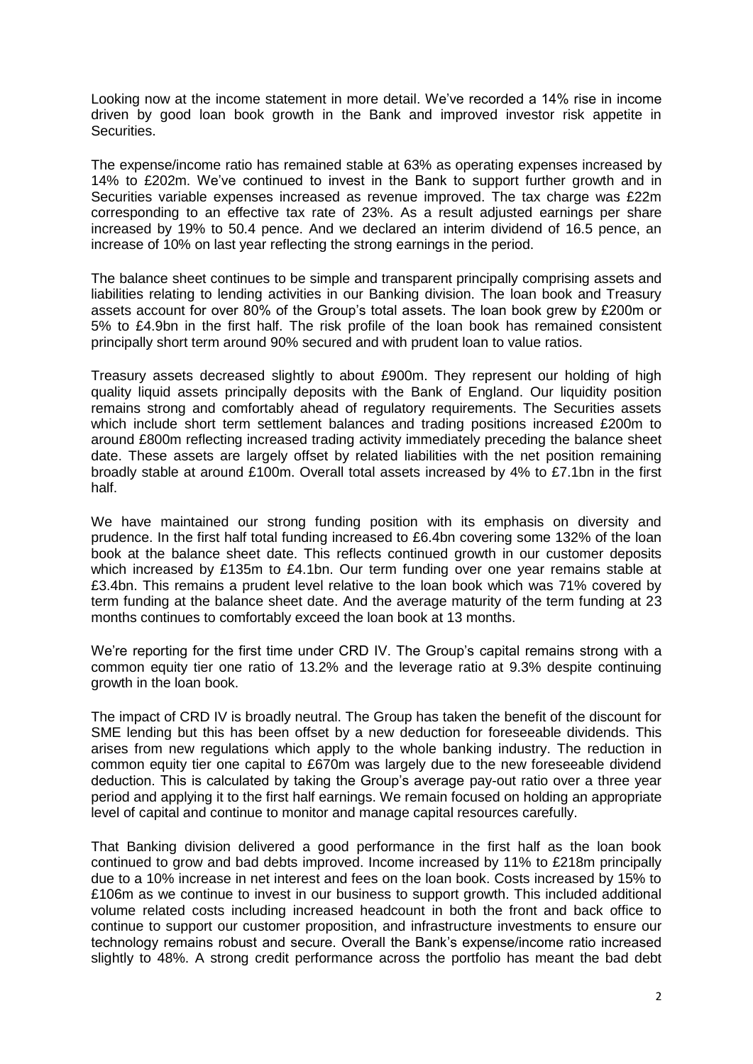Looking now at the income statement in more detail. We've recorded a 14% rise in income driven by good loan book growth in the Bank and improved investor risk appetite in Securities.

The expense/income ratio has remained stable at 63% as operating expenses increased by 14% to £202m. We've continued to invest in the Bank to support further growth and in Securities variable expenses increased as revenue improved. The tax charge was £22m corresponding to an effective tax rate of 23%. As a result adjusted earnings per share increased by 19% to 50.4 pence. And we declared an interim dividend of 16.5 pence, an increase of 10% on last year reflecting the strong earnings in the period.

The balance sheet continues to be simple and transparent principally comprising assets and liabilities relating to lending activities in our Banking division. The loan book and Treasury assets account for over 80% of the Group's total assets. The loan book grew by £200m or 5% to £4.9bn in the first half. The risk profile of the loan book has remained consistent principally short term around 90% secured and with prudent loan to value ratios.

Treasury assets decreased slightly to about £900m. They represent our holding of high quality liquid assets principally deposits with the Bank of England. Our liquidity position remains strong and comfortably ahead of regulatory requirements. The Securities assets which include short term settlement balances and trading positions increased £200m to around £800m reflecting increased trading activity immediately preceding the balance sheet date. These assets are largely offset by related liabilities with the net position remaining broadly stable at around £100m. Overall total assets increased by 4% to £7.1bn in the first half.

We have maintained our strong funding position with its emphasis on diversity and prudence. In the first half total funding increased to £6.4bn covering some 132% of the loan book at the balance sheet date. This reflects continued growth in our customer deposits which increased by £135m to £4.1bn. Our term funding over one year remains stable at £3.4bn. This remains a prudent level relative to the loan book which was 71% covered by term funding at the balance sheet date. And the average maturity of the term funding at 23 months continues to comfortably exceed the loan book at 13 months.

We're reporting for the first time under CRD IV. The Group's capital remains strong with a common equity tier one ratio of 13.2% and the leverage ratio at 9.3% despite continuing growth in the loan book.

The impact of CRD IV is broadly neutral. The Group has taken the benefit of the discount for SME lending but this has been offset by a new deduction for foreseeable dividends. This arises from new regulations which apply to the whole banking industry. The reduction in common equity tier one capital to £670m was largely due to the new foreseeable dividend deduction. This is calculated by taking the Group's average pay-out ratio over a three year period and applying it to the first half earnings. We remain focused on holding an appropriate level of capital and continue to monitor and manage capital resources carefully.

That Banking division delivered a good performance in the first half as the loan book continued to grow and bad debts improved. Income increased by 11% to £218m principally due to a 10% increase in net interest and fees on the loan book. Costs increased by 15% to £106m as we continue to invest in our business to support growth. This included additional volume related costs including increased headcount in both the front and back office to continue to support our customer proposition, and infrastructure investments to ensure our technology remains robust and secure. Overall the Bank's expense/income ratio increased slightly to 48%. A strong credit performance across the portfolio has meant the bad debt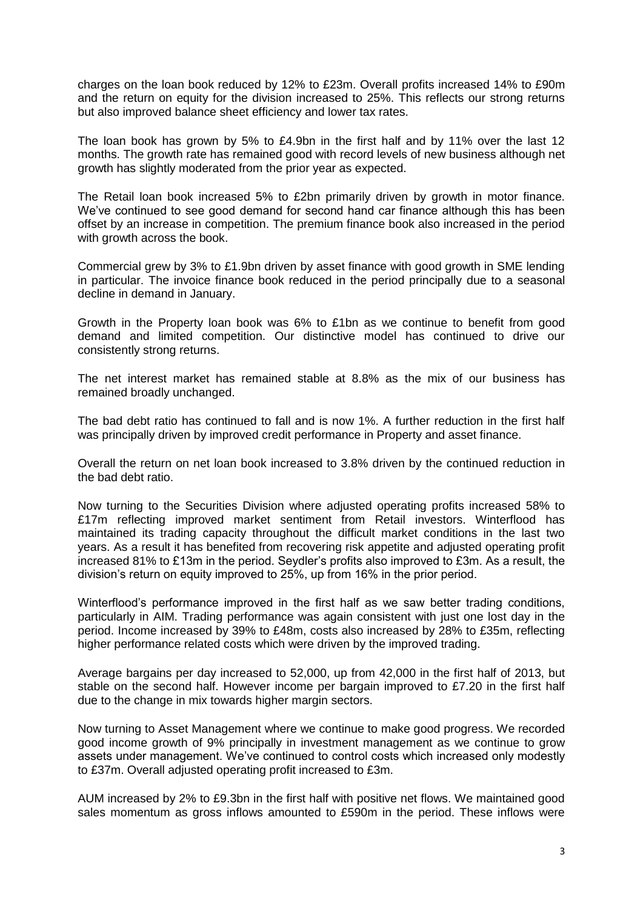charges on the loan book reduced by 12% to £23m. Overall profits increased 14% to £90m and the return on equity for the division increased to 25%. This reflects our strong returns but also improved balance sheet efficiency and lower tax rates.

The loan book has grown by 5% to £4.9bn in the first half and by 11% over the last 12 months. The growth rate has remained good with record levels of new business although net growth has slightly moderated from the prior year as expected.

The Retail loan book increased 5% to £2bn primarily driven by growth in motor finance. We've continued to see good demand for second hand car finance although this has been offset by an increase in competition. The premium finance book also increased in the period with growth across the book.

Commercial grew by 3% to £1.9bn driven by asset finance with good growth in SME lending in particular. The invoice finance book reduced in the period principally due to a seasonal decline in demand in January.

Growth in the Property loan book was 6% to £1bn as we continue to benefit from good demand and limited competition. Our distinctive model has continued to drive our consistently strong returns.

The net interest market has remained stable at 8.8% as the mix of our business has remained broadly unchanged.

The bad debt ratio has continued to fall and is now 1%. A further reduction in the first half was principally driven by improved credit performance in Property and asset finance.

Overall the return on net loan book increased to 3.8% driven by the continued reduction in the bad debt ratio.

Now turning to the Securities Division where adjusted operating profits increased 58% to £17m reflecting improved market sentiment from Retail investors. Winterflood has maintained its trading capacity throughout the difficult market conditions in the last two years. As a result it has benefited from recovering risk appetite and adjusted operating profit increased 81% to £13m in the period. Seydler's profits also improved to £3m. As a result, the division's return on equity improved to 25%, up from 16% in the prior period.

Winterflood's performance improved in the first half as we saw better trading conditions, particularly in AIM. Trading performance was again consistent with just one lost day in the period. Income increased by 39% to £48m, costs also increased by 28% to £35m, reflecting higher performance related costs which were driven by the improved trading.

Average bargains per day increased to 52,000, up from 42,000 in the first half of 2013, but stable on the second half. However income per bargain improved to £7.20 in the first half due to the change in mix towards higher margin sectors.

Now turning to Asset Management where we continue to make good progress. We recorded good income growth of 9% principally in investment management as we continue to grow assets under management. We've continued to control costs which increased only modestly to £37m. Overall adjusted operating profit increased to £3m.

AUM increased by 2% to £9.3bn in the first half with positive net flows. We maintained good sales momentum as gross inflows amounted to £590m in the period. These inflows were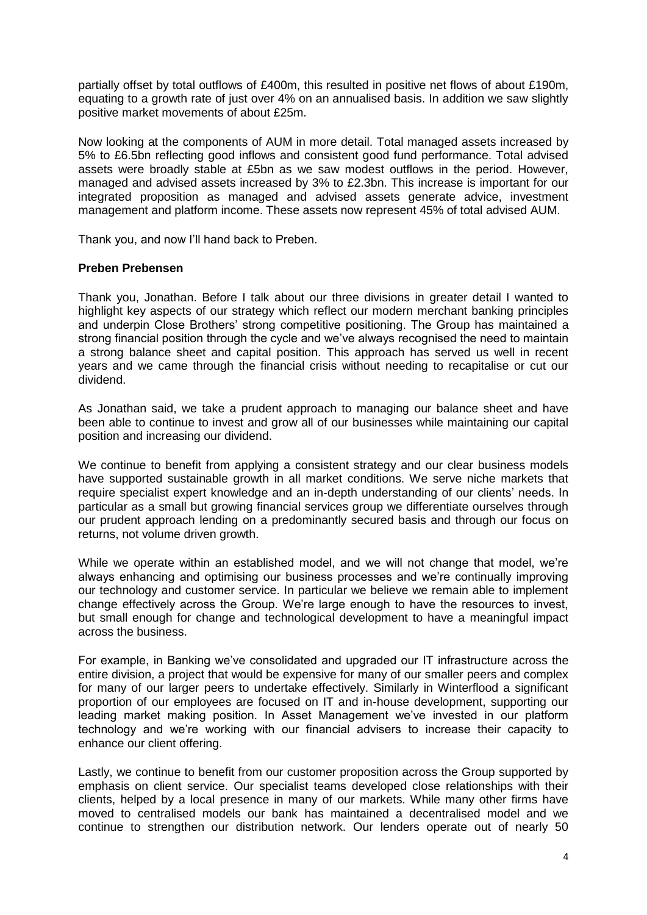partially offset by total outflows of £400m, this resulted in positive net flows of about £190m, equating to a growth rate of just over 4% on an annualised basis. In addition we saw slightly positive market movements of about £25m.

Now looking at the components of AUM in more detail. Total managed assets increased by 5% to £6.5bn reflecting good inflows and consistent good fund performance. Total advised assets were broadly stable at £5bn as we saw modest outflows in the period. However, managed and advised assets increased by 3% to £2.3bn. This increase is important for our integrated proposition as managed and advised assets generate advice, investment management and platform income. These assets now represent 45% of total advised AUM.

Thank you, and now I'll hand back to Preben.

**Preben Prebensen**

Thank you, Jonathan. Before I talk about our three divisions in greater detail I wanted to highlight key aspects of our strategy which reflect our modern merchant banking principles and underpin Close Brothers' strong competitive positioning. The Group has maintained a strong financial position through the cycle and we've always recognised the need to maintain a strong balance sheet and capital position. This approach has served us well in recent years and we came through the financial crisis without needing to recapitalise or cut our dividend.

As Jonathan said, we take a prudent approach to managing our balance sheet and have been able to continue to invest and grow all of our businesses while maintaining our capital position and increasing our dividend.

We continue to benefit from applying a consistent strategy and our clear business models have supported sustainable growth in all market conditions. We serve niche markets that require specialist expert knowledge and an in-depth understanding of our clients' needs. In particular as a small but growing financial services group we differentiate ourselves through our prudent approach lending on a predominantly secured basis and through our focus on returns, not volume driven growth.

While we operate within an established model, and we will not change that model, we're always enhancing and optimising our business processes and we're continually improving our technology and customer service. In particular we believe we remain able to implement change effectively across the Group. We're large enough to have the resources to invest, but small enough for change and technological development to have a meaningful impact across the business.

For example, in Banking we've consolidated and upgraded our IT infrastructure across the entire division, a project that would be expensive for many of our smaller peers and complex for many of our larger peers to undertake effectively. Similarly in Winterflood a significant proportion of our employees are focused on IT and in-house development, supporting our leading market making position. In Asset Management we've invested in our platform technology and we're working with our financial advisers to increase their capacity to enhance our client offering.

Lastly, we continue to benefit from our customer proposition across the Group supported by emphasis on client service. Our specialist teams developed close relationships with their clients, helped by a local presence in many of our markets. While many other firms have moved to centralised models our bank has maintained a decentralised model and we continue to strengthen our distribution network. Our lenders operate out of nearly 50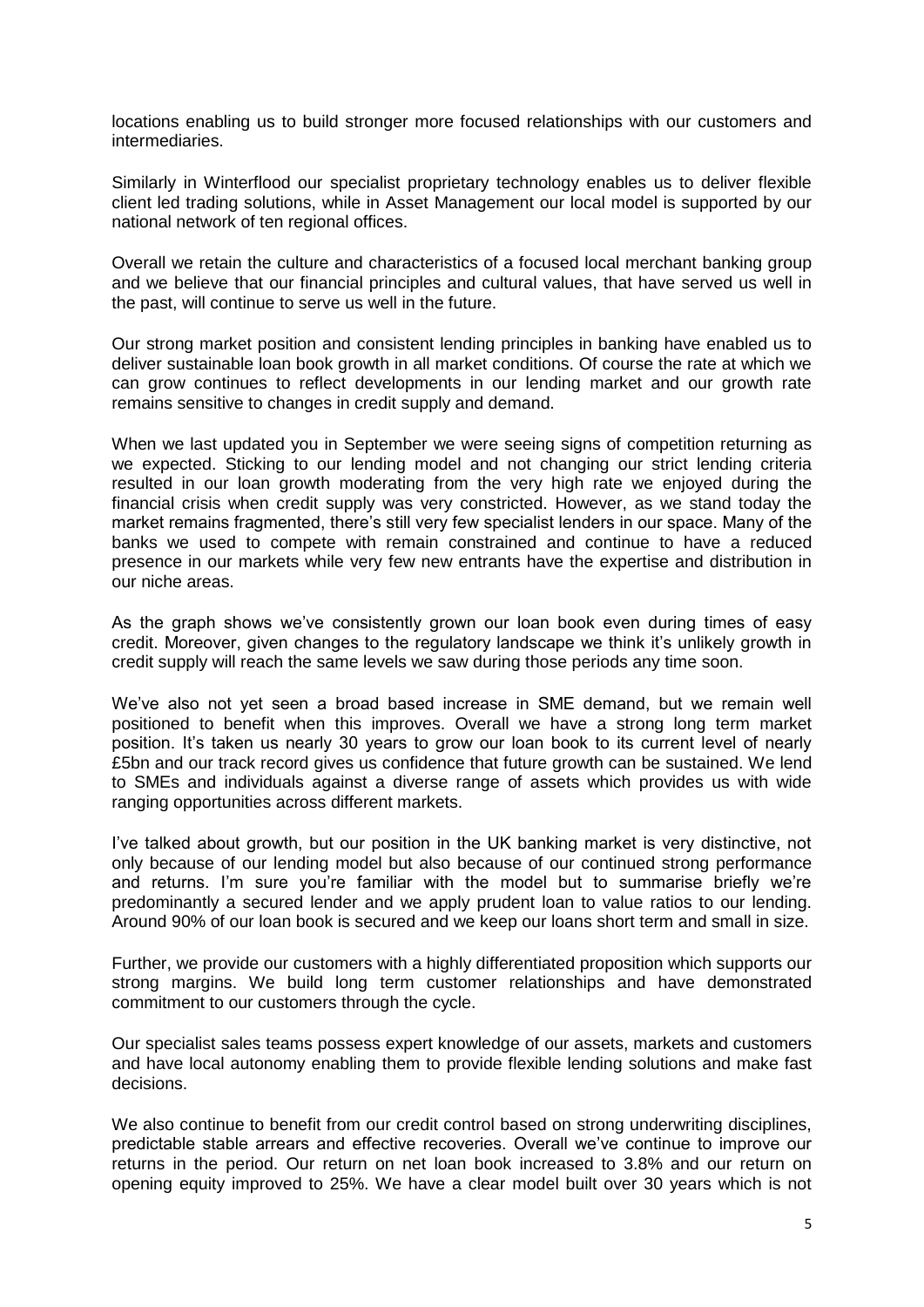locations enabling us to build stronger more focused relationships with our customers and intermediaries.

Similarly in Winterflood our specialist proprietary technology enables us to deliver flexible client led trading solutions, while in Asset Management our local model is supported by our national network of ten regional offices.

Overall we retain the culture and characteristics of a focused local merchant banking group and we believe that our financial principles and cultural values, that have served us well in the past, will continue to serve us well in the future.

Our strong market position and consistent lending principles in banking have enabled us to deliver sustainable loan book growth in all market conditions. Of course the rate at which we can grow continues to reflect developments in our lending market and our growth rate remains sensitive to changes in credit supply and demand.

When we last updated you in September we were seeing signs of competition returning as we expected. Sticking to our lending model and not changing our strict lending criteria resulted in our loan growth moderating from the very high rate we enjoyed during the financial crisis when credit supply was very constricted. However, as we stand today the market remains fragmented, there's still very few specialist lenders in our space. Many of the banks we used to compete with remain constrained and continue to have a reduced presence in our markets while very few new entrants have the expertise and distribution in our niche areas.

As the graph shows we've consistently grown our loan book even during times of easy credit. Moreover, given changes to the regulatory landscape we think it's unlikely growth in credit supply will reach the same levels we saw during those periods any time soon.

We've also not yet seen a broad based increase in SME demand, but we remain well positioned to benefit when this improves. Overall we have a strong long term market position. It's taken us nearly 30 years to grow our loan book to its current level of nearly £5bn and our track record gives us confidence that future growth can be sustained. We lend to SMEs and individuals against a diverse range of assets which provides us with wide ranging opportunities across different markets.

I've talked about growth, but our position in the UK banking market is very distinctive, not only because of our lending model but also because of our continued strong performance and returns. I'm sure you're familiar with the model but to summarise briefly we're predominantly a secured lender and we apply prudent loan to value ratios to our lending. Around 90% of our loan book is secured and we keep our loans short term and small in size.

Further, we provide our customers with a highly differentiated proposition which supports our strong margins. We build long term customer relationships and have demonstrated commitment to our customers through the cycle.

Our specialist sales teams possess expert knowledge of our assets, markets and customers and have local autonomy enabling them to provide flexible lending solutions and make fast decisions.

We also continue to benefit from our credit control based on strong underwriting disciplines, predictable stable arrears and effective recoveries. Overall we've continue to improve our returns in the period. Our return on net loan book increased to 3.8% and our return on opening equity improved to 25%. We have a clear model built over 30 years which is not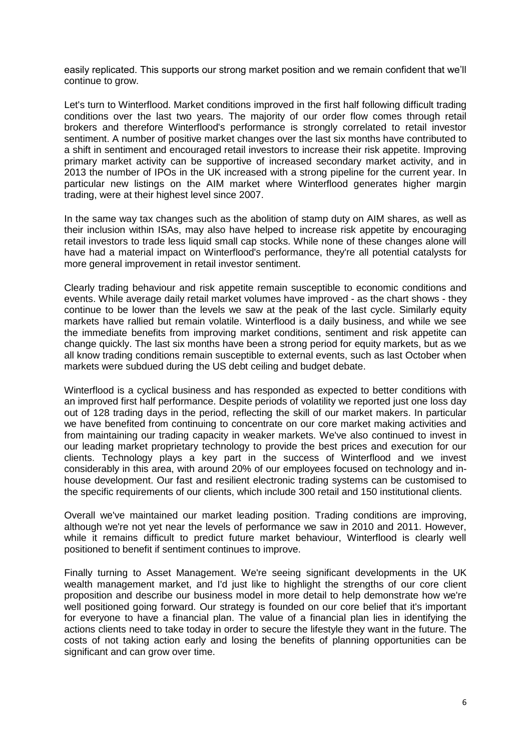easily replicated. This supports our strong market position and we remain confident that we'll continue to grow.

Let's turn to Winterflood. Market conditions improved in the first half following difficult trading conditions over the last two years. The majority of our order flow comes through retail brokers and therefore Winterflood's performance is strongly correlated to retail investor sentiment. A number of positive market changes over the last six months have contributed to a shift in sentiment and encouraged retail investors to increase their risk appetite. Improving primary market activity can be supportive of increased secondary market activity, and in 2013 the number of IPOs in the UK increased with a strong pipeline for the current year. In particular new listings on the AIM market where Winterflood generates higher margin trading, were at their highest level since 2007.

In the same way tax changes such as the abolition of stamp duty on AIM shares, as well as their inclusion within ISAs, may also have helped to increase risk appetite by encouraging retail investors to trade less liquid small cap stocks. While none of these changes alone will have had a material impact on Winterflood's performance, they're all potential catalysts for more general improvement in retail investor sentiment.

Clearly trading behaviour and risk appetite remain susceptible to economic conditions and events. While average daily retail market volumes have improved - as the chart shows - they continue to be lower than the levels we saw at the peak of the last cycle. Similarly equity markets have rallied but remain volatile. Winterflood is a daily business, and while we see the immediate benefits from improving market conditions, sentiment and risk appetite can change quickly. The last six months have been a strong period for equity markets, but as we all know trading conditions remain susceptible to external events, such as last October when markets were subdued during the US debt ceiling and budget debate.

Winterflood is a cyclical business and has responded as expected to better conditions with an improved first half performance. Despite periods of volatility we reported just one loss day out of 128 trading days in the period, reflecting the skill of our market makers. In particular we have benefited from continuing to concentrate on our core market making activities and from maintaining our trading capacity in weaker markets. We've also continued to invest in our leading market proprietary technology to provide the best prices and execution for our clients. Technology plays a key part in the success of Winterflood and we invest considerably in this area, with around 20% of our employees focused on technology and in-house development. Our fast and resilient electronic trading systems can be customised to the specific requirements of our clients, which include 300 retail and 150 institutional clients.

Overall we've maintained our market leading position. Trading conditions are improving, although we're not yet near the levels of performance we saw in 2010 and 2011. However, while it remains difficult to predict future market behaviour, Winterflood is clearly well positioned to benefit if sentiment continues to improve.

Finally turning to Asset Management. We're seeing significant developments in the UK wealth management market, and I'd just like to highlight the strengths of our core client proposition and describe our business model in more detail to help demonstrate how we're well positioned going forward. Our strategy is founded on our core belief that it's important for everyone to have a financial plan. The value of a financial plan lies in identifying the actions clients need to take today in order to secure the lifestyle they want in the future. The costs of not taking action early and losing the benefits of planning opportunities can be significant and can grow over time.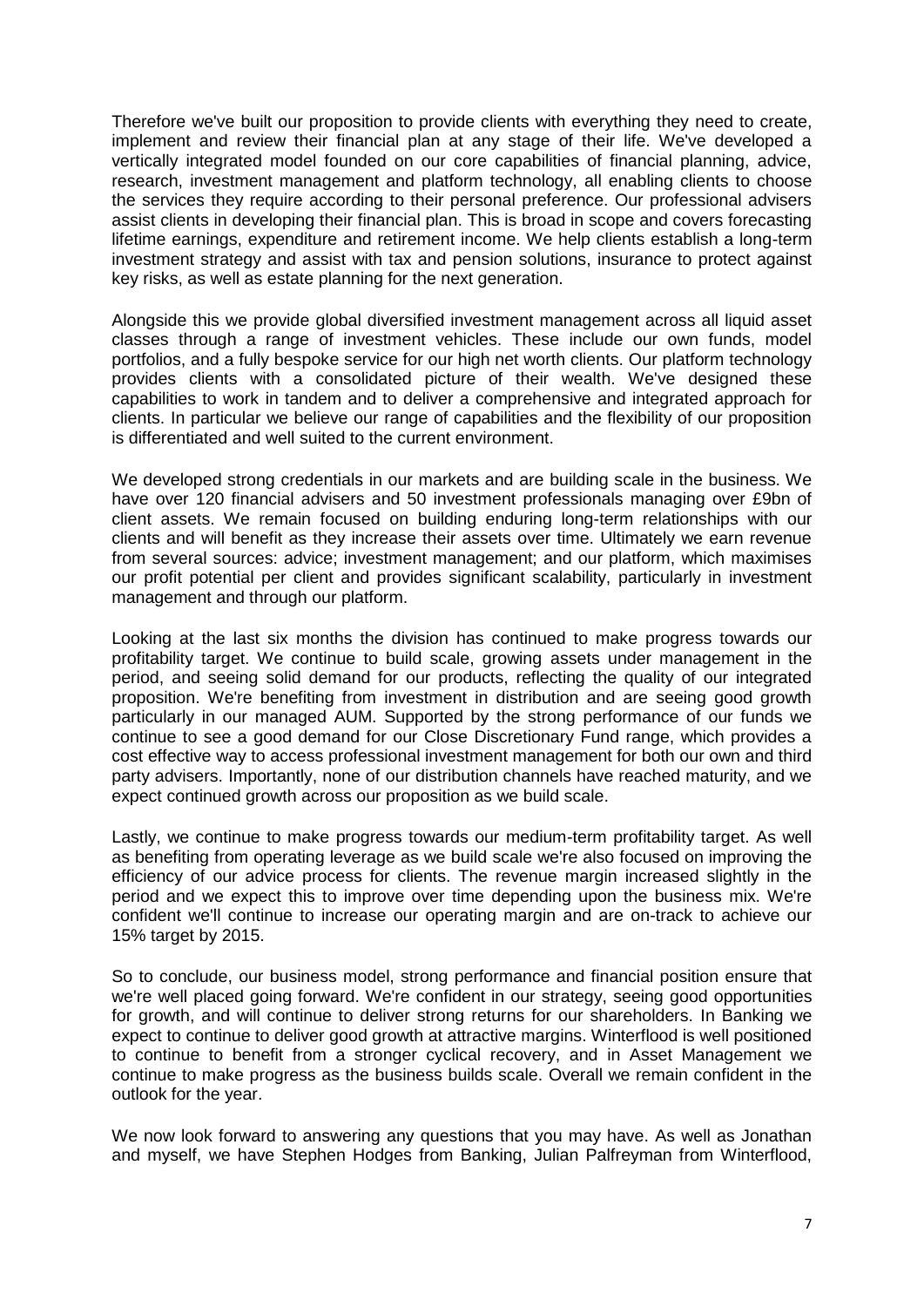Therefore we've built our proposition to provide clients with everything they need to create, implement and review their financial plan at any stage of their life. We've developed a vertically integrated model founded on our core capabilities of financial planning, advice, research, investment management and platform technology, all enabling clients to choose the services they require according to their personal preference. Our professional advisers assist clients in developing their financial plan. This is broad in scope and covers forecasting lifetime earnings, expenditure and retirement income. We help clients establish a long-term investment strategy and assist with tax and pension solutions, insurance to protect against key risks, as well as estate planning for the next generation.

Alongside this we provide global diversified investment management across all liquid asset classes through a range of investment vehicles. These include our own funds, model portfolios, and a fully bespoke service for our high net worth clients. Our platform technology provides clients with a consolidated picture of their wealth. We've designed these capabilities to work in tandem and to deliver a comprehensive and integrated approach for clients. In particular we believe our range of capabilities and the flexibility of our proposition is differentiated and well suited to the current environment.

We developed strong credentials in our markets and are building scale in the business. We have over 120 financial advisers and 50 investment professionals managing over £9bn of client assets. We remain focused on building enduring long-term relationships with our clients and will benefit as they increase their assets over time. Ultimately we earn revenue from several sources: advice; investment management; and our platform, which maximises our profit potential per client and provides significant scalability, particularly in investment management and through our platform.

Looking at the last six months the division has continued to make progress towards our profitability target. We continue to build scale, growing assets under management in the period, and seeing solid demand for our products, reflecting the quality of our integrated proposition. We're benefiting from investment in distribution and are seeing good growth particularly in our managed AUM. Supported by the strong performance of our funds we continue to see a good demand for our Close Discretionary Fund range, which provides a cost effective way to access professional investment management for both our own and third party advisers. Importantly, none of our distribution channels have reached maturity, and we expect continued growth across our proposition as we build scale.

Lastly, we continue to make progress towards our medium-term profitability target. As well as benefiting from operating leverage as we build scale we're also focused on improving the efficiency of our advice process for clients. The revenue margin increased slightly in the period and we expect this to improve over time depending upon the business mix. We're confident we'll continue to increase our operating margin and are on-track to achieve our 15% target by 2015.

So to conclude, our business model, strong performance and financial position ensure that we're well placed going forward. We're confident in our strategy, seeing good opportunities for growth, and will continue to deliver strong returns for our shareholders. In Banking we expect to continue to deliver good growth at attractive margins. Winterflood is well positioned to continue to benefit from a stronger cyclical recovery, and in Asset Management we continue to make progress as the business builds scale. Overall we remain confident in the outlook for the year.

We now look forward to answering any questions that you may have. As well as Jonathan and myself, we have Stephen Hodges from Banking, Julian Palfreyman from Winterflood,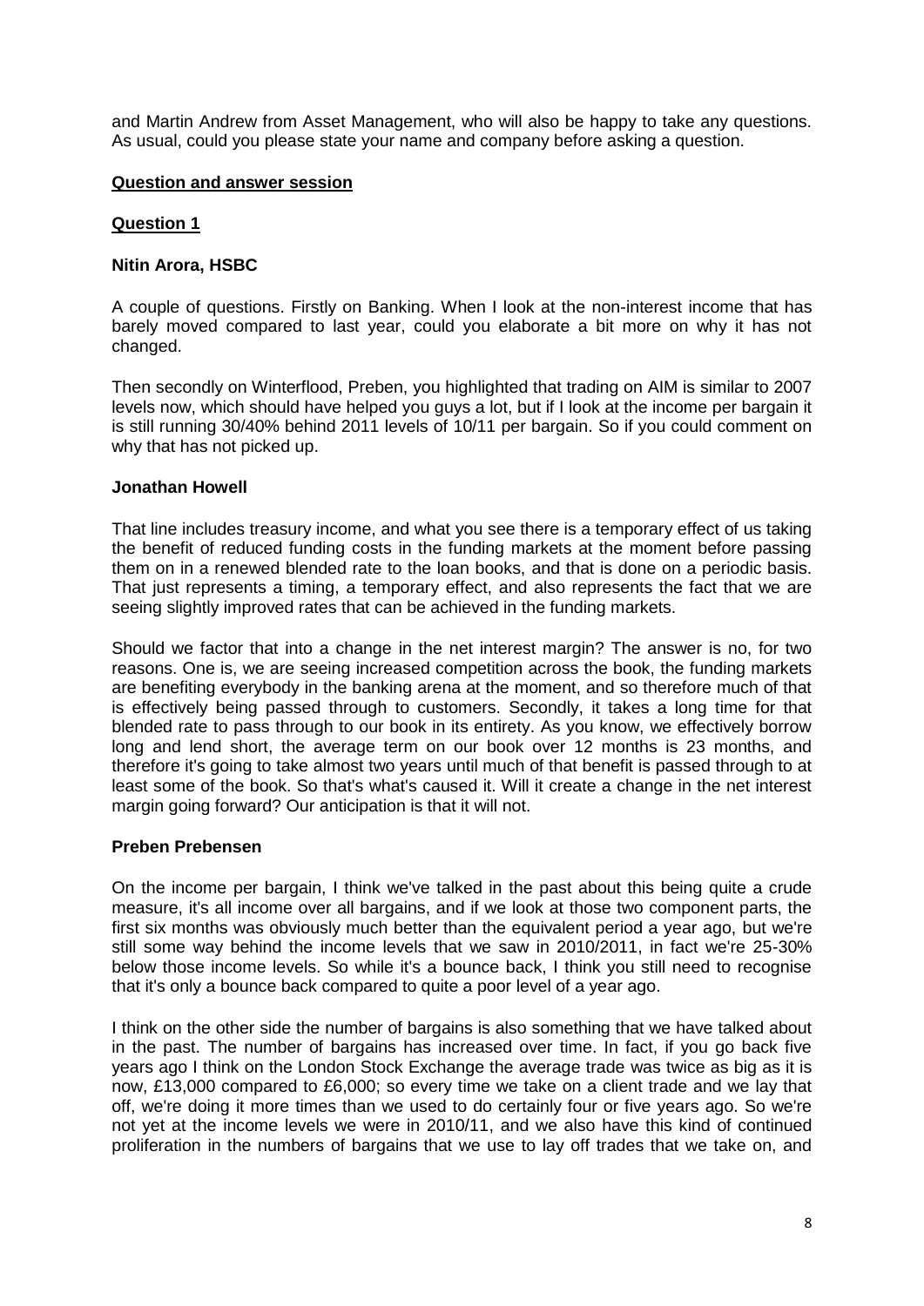and Martin Andrew from Asset Management, who will also be happy to take any questions. As usual, could you please state your name and company before asking a question.

**Question and answer session**

**Question 1**

**Nitin Arora, HSBC**

A couple of questions. Firstly on Banking. When I look at the non-interest income that has barely moved compared to last year, could you elaborate a bit more on why it has not changed.

Then secondly on Winterflood, Preben, you highlighted that trading on AIM is similar to 2007 levels now, which should have helped you guys a lot, but if I look at the income per bargain it is still running 30/40% behind 2011 levels of 10/11 per bargain. So if you could comment on why that has not picked up.

**Jonathan Howell**

That line includes treasury income, and what you see there is a temporary effect of us taking the benefit of reduced funding costs in the funding markets at the moment before passing them on in a renewed blended rate to the loan books, and that is done on a periodic basis. That just represents a timing, a temporary effect, and also represents the fact that we are seeing slightly improved rates that can be achieved in the funding markets.

Should we factor that into a change in the net interest margin? The answer is no, for two reasons. One is, we are seeing increased competition across the book, the funding markets are benefiting everybody in the banking arena at the moment, and so therefore much of that is effectively being passed through to customers. Secondly, it takes a long time for that blended rate to pass through to our book in its entirety. As you know, we effectively borrow long and lend short, the average term on our book over 12 months is 23 months, and therefore it's going to take almost two years until much of that benefit is passed through to at least some of the book. So that's what's caused it. Will it create a change in the net interest margin going forward? Our anticipation is that it will not.

**Preben Prebensen**

On the income per bargain, I think we've talked in the past about this being quite a crude measure, it's all income over all bargains, and if we look at those two component parts, the first six months was obviously much better than the equivalent period a year ago, but we're still some way behind the income levels that we saw in 2010/2011, in fact we're 25-30% below those income levels. So while it's a bounce back, I think you still need to recognise that it's only a bounce back compared to quite a poor level of a year ago.

I think on the other side the number of bargains is also something that we have talked about in the past. The number of bargains has increased over time. In fact, if you go back five years ago I think on the London Stock Exchange the average trade was twice as big as it is now, £13,000 compared to £6,000; so every time we take on a client trade and we lay that off, we're doing it more times than we used to do certainly four or five years ago. So we're not yet at the income levels we were in 2010/11, and we also have this kind of continued proliferation in the numbers of bargains that we use to lay off trades that we take on, and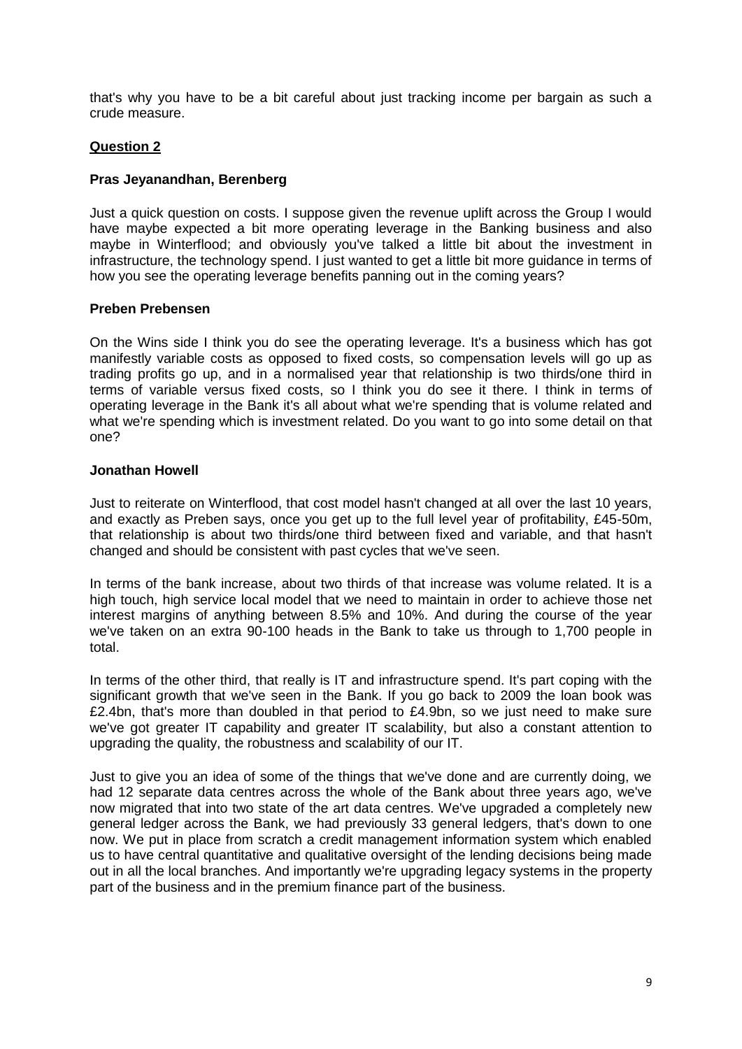that's why you have to be a bit careful about just tracking income per bargain as such a crude measure.

**Question 2**

**Pras Jeyanandhan, Berenberg**

Just a quick question on costs. I suppose given the revenue uplift across the Group I would have maybe expected a bit more operating leverage in the Banking business and also maybe in Winterflood; and obviously you've talked a little bit about the investment in infrastructure, the technology spend. I just wanted to get a little bit more guidance in terms of how you see the operating leverage benefits panning out in the coming years?

**Preben Prebensen**

On the Wins side I think you do see the operating leverage. It's a business which has got manifestly variable costs as opposed to fixed costs, so compensation levels will go up as trading profits go up, and in a normalised year that relationship is two thirds/one third in terms of variable versus fixed costs, so I think you do see it there. I think in terms of operating leverage in the Bank it's all about what we're spending that is volume related and what we're spending which is investment related. Do you want to go into some detail on that one?

**Jonathan Howell**

Just to reiterate on Winterflood, that cost model hasn't changed at all over the last 10 years, and exactly as Preben says, once you get up to the full level year of profitability, £45-50m, that relationship is about two thirds/one third between fixed and variable, and that hasn't changed and should be consistent with past cycles that we've seen.

In terms of the bank increase, about two thirds of that increase was volume related. It is a high touch, high service local model that we need to maintain in order to achieve those net interest margins of anything between 8.5% and 10%. And during the course of the year we've taken on an extra 90-100 heads in the Bank to take us through to 1,700 people in total.

In terms of the other third, that really is IT and infrastructure spend. It's part coping with the significant growth that we've seen in the Bank. If you go back to 2009 the loan book was £2.4bn, that's more than doubled in that period to £4.9bn, so we just need to make sure we've got greater IT capability and greater IT scalability, but also a constant attention to upgrading the quality, the robustness and scalability of our IT.

Just to give you an idea of some of the things that we've done and are currently doing, we had 12 separate data centres across the whole of the Bank about three years ago, we've now migrated that into two state of the art data centres. We've upgraded a completely new general ledger across the Bank, we had previously 33 general ledgers, that's down to one now. We put in place from scratch a credit management information system which enabled us to have central quantitative and qualitative oversight of the lending decisions being made out in all the local branches. And importantly we're upgrading legacy systems in the property part of the business and in the premium finance part of the business.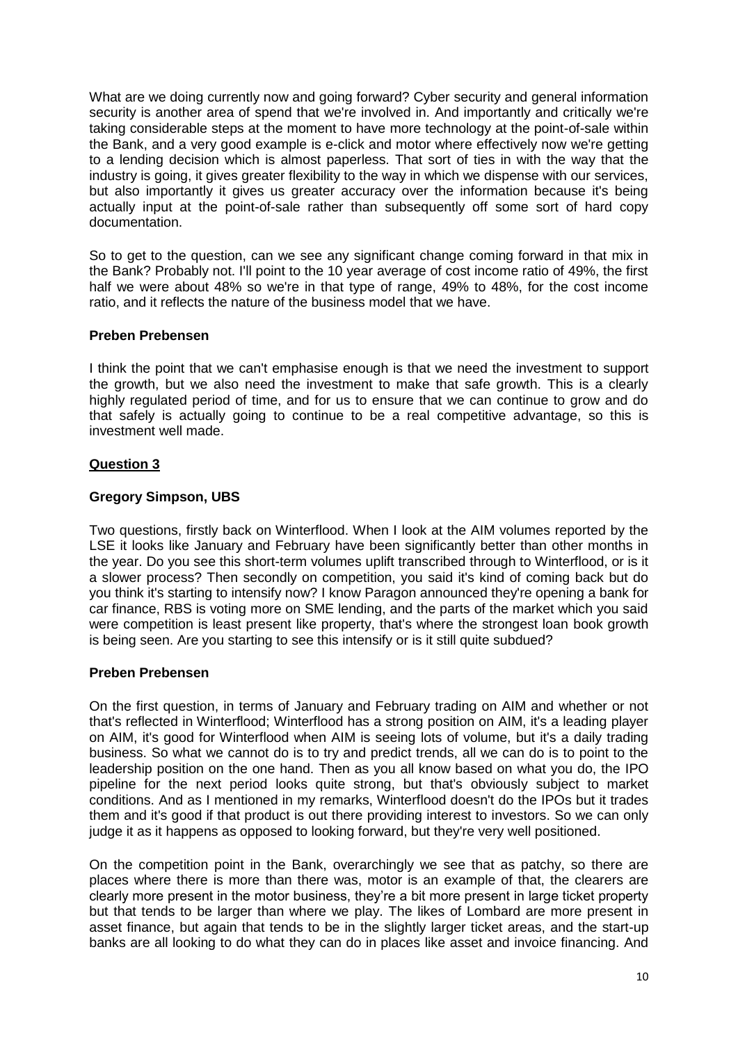What are we doing currently now and going forward? Cyber security and general information security is another area of spend that we're involved in. And importantly and critically we're taking considerable steps at the moment to have more technology at the point-of-sale within the Bank, and a very good example is e-click and motor where effectively now we're getting to a lending decision which is almost paperless. That sort of ties in with the way that the industry is going, it gives greater flexibility to the way in which we dispense with our services, but also importantly it gives us greater accuracy over the information because it's being actually input at the point-of-sale rather than subsequently off some sort of hard copy documentation.

So to get to the question, can we see any significant change coming forward in that mix in the Bank? Probably not. I'll point to the 10 year average of cost income ratio of 49%, the first half we were about 48% so we're in that type of range, 49% to 48%, for the cost income ratio, and it reflects the nature of the business model that we have.

**Preben Prebensen**

I think the point that we can't emphasise enough is that we need the investment to support the growth, but we also need the investment to make that safe growth. This is a clearly highly regulated period of time, and for us to ensure that we can continue to grow and do that safely is actually going to continue to be a real competitive advantage, so this is investment well made.

**Question 3**

**Gregory Simpson, UBS**

Two questions, firstly back on Winterflood. When I look at the AIM volumes reported by the LSE it looks like January and February have been significantly better than other months in the year. Do you see this short-term volumes uplift transcribed through to Winterflood, or is it a slower process? Then secondly on competition, you said it's kind of coming back but do you think it's starting to intensify now? I know Paragon announced they're opening a bank for car finance, RBS is voting more on SME lending, and the parts of the market which you said were competition is least present like property, that's where the strongest loan book growth is being seen. Are you starting to see this intensify or is it still quite subdued?

**Preben Prebensen**

On the first question, in terms of January and February trading on AIM and whether or not that's reflected in Winterflood; Winterflood has a strong position on AIM, it's a leading player on AIM, it's good for Winterflood when AIM is seeing lots of volume, but it's a daily trading business. So what we cannot do is to try and predict trends, all we can do is to point to the leadership position on the one hand. Then as you all know based on what you do, the IPO pipeline for the next period looks quite strong, but that's obviously subject to market conditions. And as I mentioned in my remarks, Winterflood doesn't do the IPOs but it trades them and it's good if that product is out there providing interest to investors. So we can only judge it as it happens as opposed to looking forward, but they're very well positioned.

On the competition point in the Bank, overarchingly we see that as patchy, so there are places where there is more than there was, motor is an example of that, the clearers are clearly more present in the motor business, they're a bit more present in large ticket property but that tends to be larger than where we play. The likes of Lombard are more present in asset finance, but again that tends to be in the slightly larger ticket areas, and the start-up banks are all looking to do what they can do in places like asset and invoice financing. And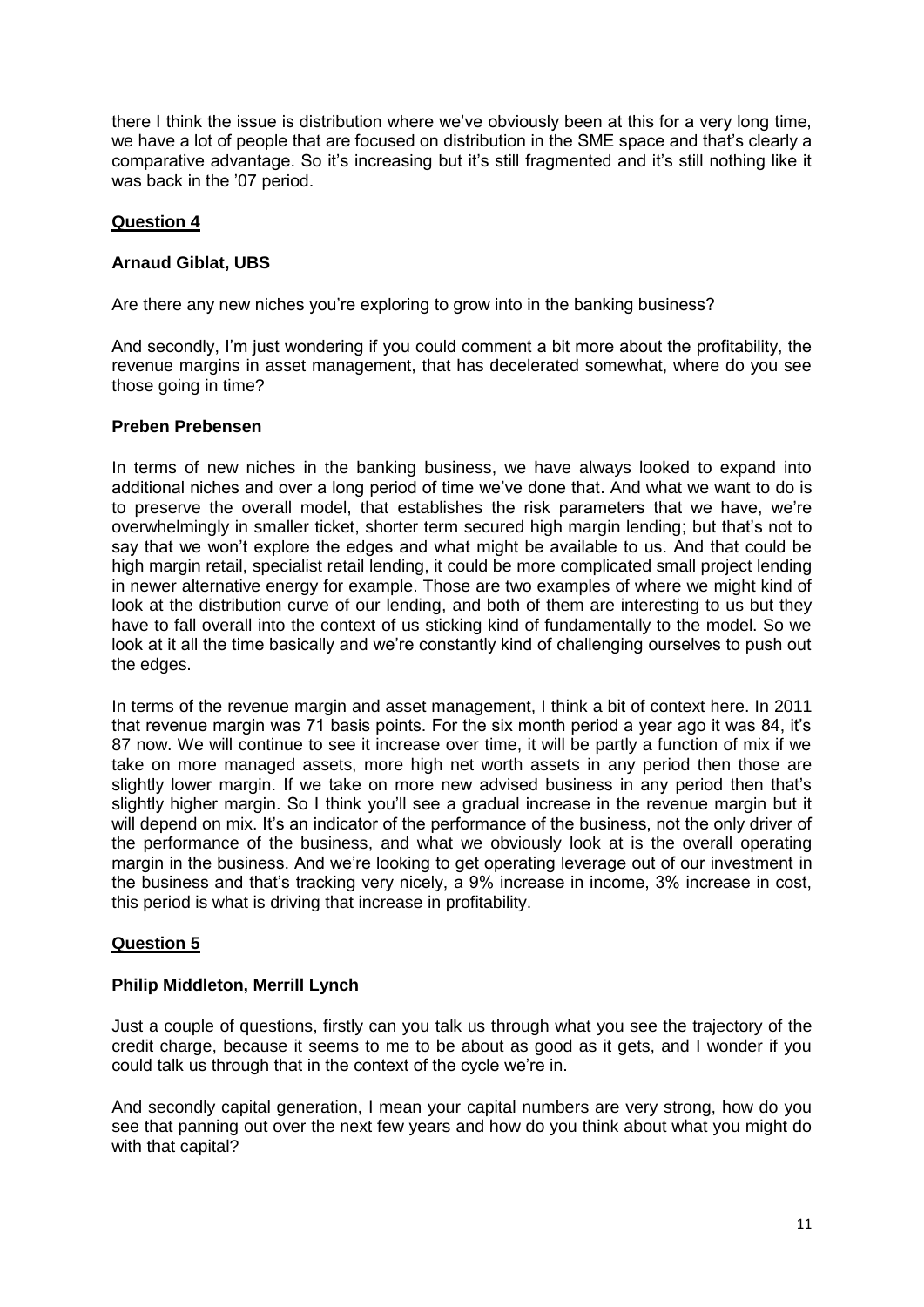there I think the issue is distribution where we've obviously been at this for a very long time, we have a lot of people that are focused on distribution in the SME space and that's clearly a comparative advantage. So it's increasing but it's still fragmented and it's still nothing like it was back in the '07 period.

## Question 4

**Arnaud Giblat, UBS**

Are there any new niches you're exploring to grow into in the banking business?

And secondly, I'm just wondering if you could comment a bit more about the profitability, the revenue margins in asset management, that has decelerated somewhat, where do you see those going in time?

**Preben Prebensen**

In terms of new niches in the banking business, we have always looked to expand into additional niches and over a long period of time we've done that. And what we want to do is to preserve the overall model, that establishes the risk parameters that we have, we're overwhelmingly in smaller ticket, shorter term secured high margin lending; but that's not to say that we won't explore the edges and what might be available to us. And that could be high margin retail, specialist retail lending, it could be more complicated small project lending in newer alternative energy for example. Those are two examples of where we might kind of look at the distribution curve of our lending, and both of them are interesting to us but they have to fall overall into the context of us sticking kind of fundamentally to the model. So we look at it all the time basically and we're constantly kind of challenging ourselves to push out the edges.

In terms of the revenue margin and asset management, I think a bit of context here. In 2011 that revenue margin was 71 basis points. For the six month period a year ago it was 84, it's 87 now. We will continue to see it increase over time, it will be partly a function of mix if we take on more managed assets, more high net worth assets in any period then those are slightly lower margin. If we take on more new advised business in any period then that's slightly higher margin. So I think you'll see a gradual increase in the revenue margin but it will depend on mix. It's an indicator of the performance of the business, not the only driver of the performance of the business, and what we obviously look at is the overall operating margin in the business. And we're looking to get operating leverage out of our investment in the business and that's tracking very nicely, a 9% increase in income, 3% increase in cost, this period is what is driving that increase in profitability.

## Question 5

**Philip Middleton, Merrill Lynch**

Just a couple of questions, firstly can you talk us through what you see the trajectory of the credit charge, because it seems to me to be about as good as it gets, and I wonder if you could talk us through that in the context of the cycle we're in.

And secondly capital generation, I mean your capital numbers are very strong, how do you see that panning out over the next few years and how do you think about what you might do with that capital?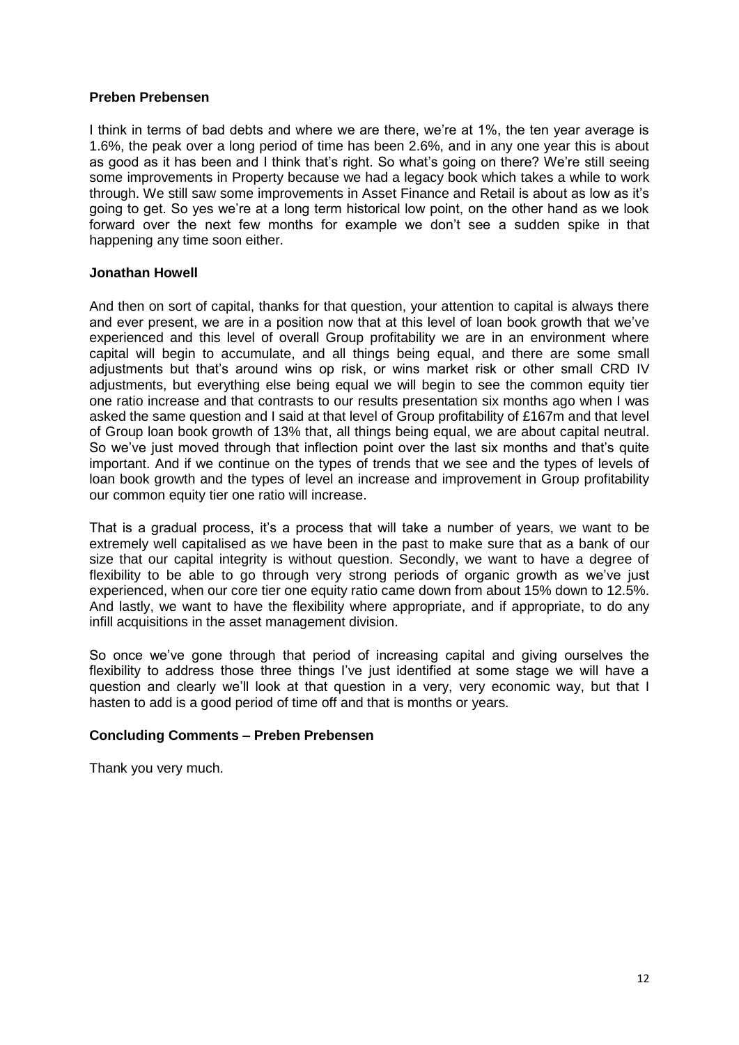**Preben Prebensen**

I think in terms of bad debts and where we are there, we're at 1%, the ten year average is 1.6%, the peak over a long period of time has been 2.6%, and in any one year this is about as good as it has been and I think that's right. So what's going on there? We're still seeing some improvements in Property because we had a legacy book which takes a while to work through. We still saw some improvements in Asset Finance and Retail is about as low as it's going to get. So yes we're at a long term historical low point, on the other hand as we look forward over the next few months for example we don't see a sudden spike in that happening any time soon either.

**Jonathan Howell**

And then on sort of capital, thanks for that question, your attention to capital is always there and ever present, we are in a position now that at this level of loan book growth that we've experienced and this level of overall Group profitability we are in an environment where capital will begin to accumulate, and all things being equal, and there are some small adjustments but that's around wins op risk, or wins market risk or other small CRD IV adjustments, but everything else being equal we will begin to see the common equity tier one ratio increase and that contrasts to our results presentation six months ago when I was asked the same question and I said at that level of Group profitability of £167m and that level of Group loan book growth of 13% that, all things being equal, we are about capital neutral. So we've just moved through that inflection point over the last six months and that's quite important. And if we continue on the types of trends that we see and the types of levels of loan book growth and the types of level an increase and improvement in Group profitability our common equity tier one ratio will increase.

That is a gradual process, it's a process that will take a number of years, we want to be extremely well capitalised as we have been in the past to make sure that as a bank of our size that our capital integrity is without question. Secondly, we want to have a degree of flexibility to be able to go through very strong periods of organic growth as we've just experienced, when our core tier one equity ratio came down from about 15% down to 12.5%. And lastly, we want to have the flexibility where appropriate, and if appropriate, to do any infill acquisitions in the asset management division.

So once we've gone through that period of increasing capital and giving ourselves the flexibility to address those three things I've just identified at some stage we will have a question and clearly we'll look at that question in a very, very economic way, but that I hasten to add is a good period of time off and that is months or years.

**Concluding Comments – Preben Prebensen**

Thank you very much.